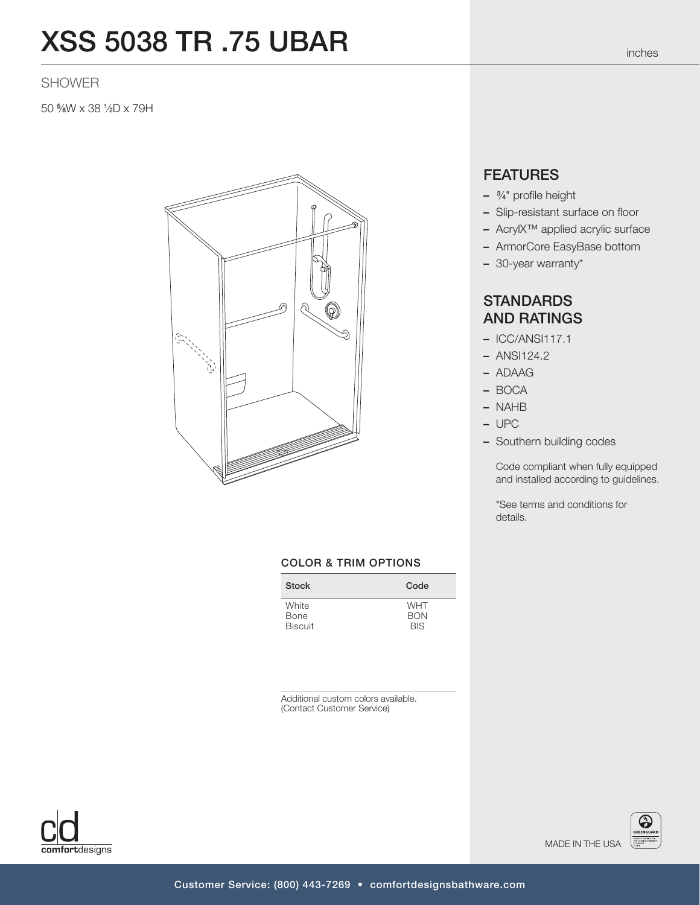# XSS 5038 TR .75 UBAR

inches

SHOWER

50 ⅝W x 38 ½D x 79H

## FEATURES

- ¾" profile height
- Slip-resistant surface on floor
- AcrylX™ applied acrylic surface
- ArmorCore EasyBase bottom
- 30-year warranty*

## STANDARDS AND RATINGS

- ICC/ANSI117.1
- ANSI124.2
- ADAAG
- BOCA
- NAHB
- UPC
- Southern building codes

Code compliant when fully equipped and installed according to guidelines.

*See terms and conditions for details.

### COLOR & TRIM OPTIONS

| Stock | Code |
|---|---|
| White | WHT |
| Bone | BON |
| Biscuit | BIS |

Additional custom colors available. (Contact Customer Service)

comfortdesigns

MADE IN THE USA

Customer Service: (800) 443-7269 • comfortdesignsbathware.com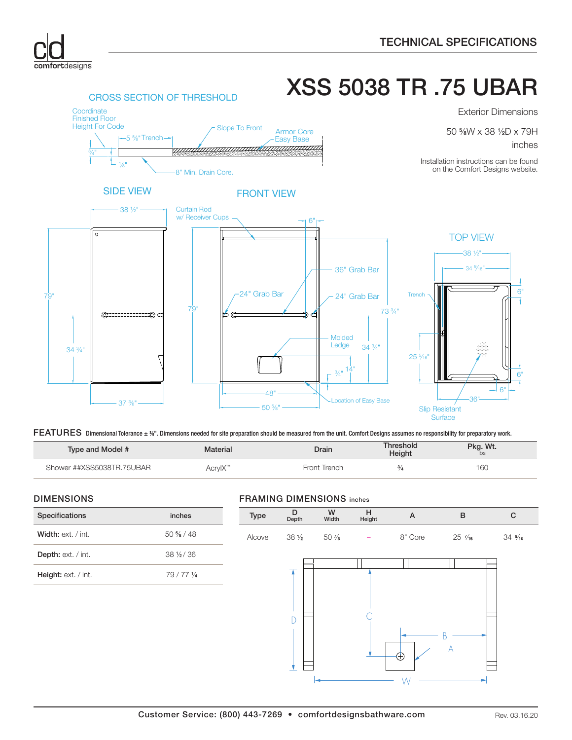TECHNICAL SPECIFICATIONS

# XSS 5038 TR .75 UBAR

Exterior Dimensions

50 ⅝W x 38 ½D x 79H inches

Installation instructions can be found on the Comfort Designs website.

CROSS SECTION OF THRESHOLD

Coordinate Finished Floor Height For Code

5 ⅝" Trench

Slope To Front

Armor Core Easy Base

¾"

⅛"

8" Min. Drain Core.

SIDE VIEW

38 ½"

79"

34 ¾"

37 ⅜"

FRONT VIEW

Curtain Rod w/ Receiver Cups

6"

36" Grab Bar

24" Grab Bar

24" Grab Bar

79"

73 ¾"

Molded Ledge

34 ¾"

¾"

14"

48"

50 ⅝"

Location of Easy Base

TOP VIEW

38 ½"

34 ⁹⁄₁₆"

Trench

6"

25 ⁵⁄₁₆"

6"

6"

36"

Slip Resistant Surface

## FEATURES

Dimensional Tolerance ± ⅜". Dimensions needed for site preparation should be measured from the unit. Comfort Designs assumes no responsibility for preparatory work.

| Type and Model # | Material | Drain | Threshold Height | Pkg. Wt. lbs |
|---|---|---|---|---|
| Shower ##XSS5038TR.75UBAR | AcrylX™ | Front Trench | ¾ | 160 |

## DIMENSIONS

| Specifications | inches |
|---|---|
| **Width:** ext. / int. | 50 ⅝ / 48 |
| **Depth:** ext. / int. | 38 ½ / 36 |
| **Height:** ext. / int. | 79 / 77 ¼ |

## FRAMING DIMENSIONS inches

| Type | D Depth | W Width | H Height | A | B | C |
|---|---|---|---|---|---|---|
| Alcove | 38 ½ | 50 ⅞ | – | 8" Core | 25 ⁷⁄₁₆ | 34 ⁹⁄₁₆ |

D

C

B

A

W

Customer Service: (800) 443-7269 • comfortdesignsbathware.com

Rev. 03.16.20